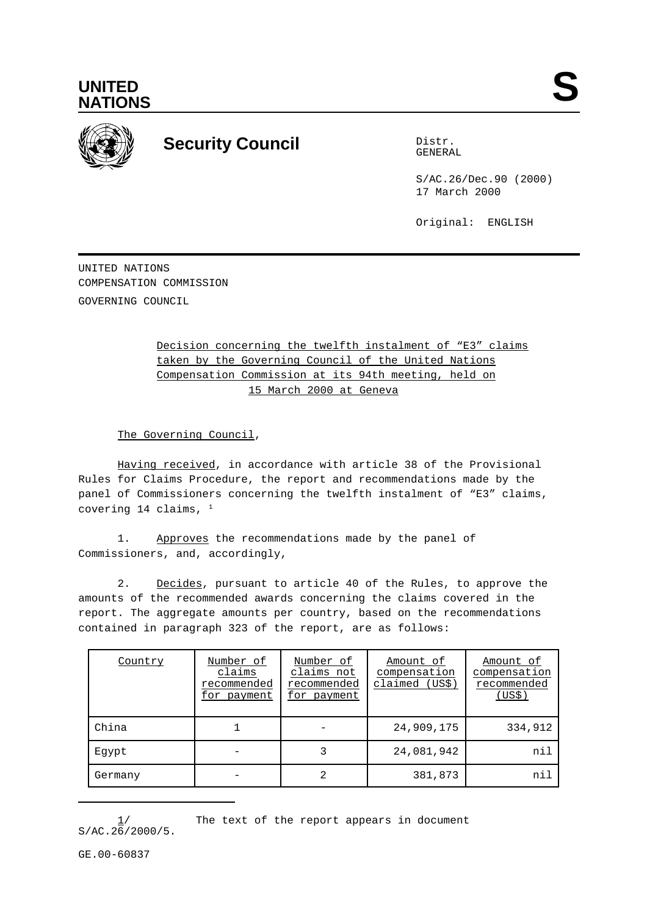UNITED NATIONS

S

# Security Council

Distr.
GENERAL

S/AC.26/Dec.90 (2000)
17 March 2000

Original: ENGLISH

UNITED NATIONS
COMPENSATION COMMISSION
GOVERNING COUNCIL

Decision concerning the twelfth instalment of "E3" claims taken by the Governing Council of the United Nations Compensation Commission at its 94th meeting, held on 15 March 2000 at Geneva

The Governing Council,

Having received, in accordance with article 38 of the Provisional Rules for Claims Procedure, the report and recommendations made by the panel of Commissioners concerning the twelfth instalment of "E3" claims, covering 14 claims, [1]

1. Approves the recommendations made by the panel of Commissioners, and, accordingly,

2. Decides, pursuant to article 40 of the Rules, to approve the amounts of the recommended awards concerning the claims covered in the report. The aggregate amounts per country, based on the recommendations contained in paragraph 323 of the report, are as follows:

| Country | Number of claims recommended for payment | Number of claims not recommended for payment | Amount of compensation claimed (US$) | Amount of compensation recommended (US$) |
|---|---|---|---|---|
| China | 1 | - | 24,909,175 | 334,912 |
| Egypt | - | 3 | 24,081,942 | nil |
| Germany | - | 2 | 381,873 | nil |

1/ The text of the report appears in document S/AC.26/2000/5.

GE.00-60837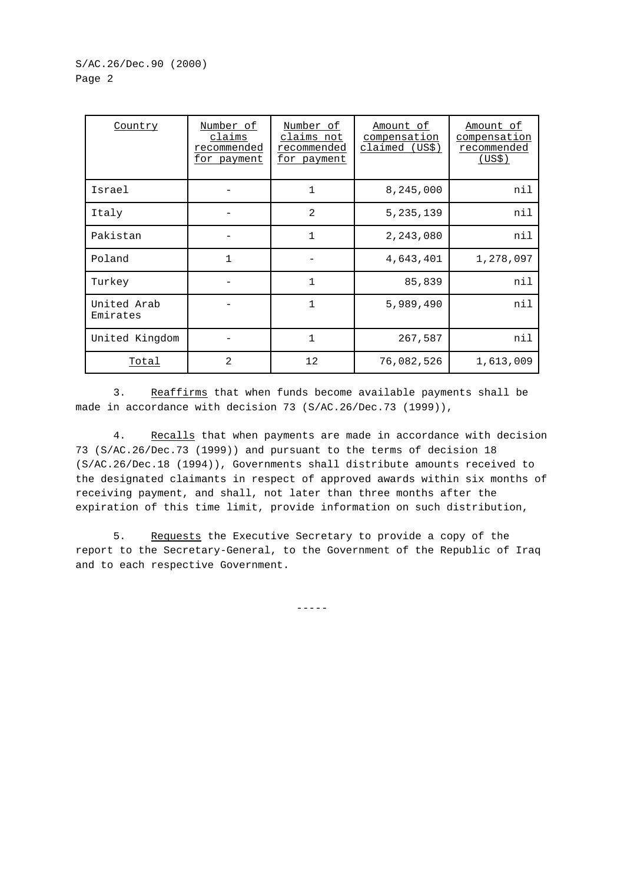| Country | Number of claims recommended for payment | Number of claims not recommended for payment | Amount of compensation claimed (US$) | Amount of compensation recommended (US$) |
|---|---|---|---|---|
| Israel | - | 1 | 8,245,000 | nil |
| Italy | - | 2 | 5,235,139 | nil |
| Pakistan | - | 1 | 2,243,080 | nil |
| Poland | 1 | - | 4,643,401 | 1,278,097 |
| Turkey | - | 1 | 85,839 | nil |
| United Arab Emirates | - | 1 | 5,989,490 | nil |
| United Kingdom | - | 1 | 267,587 | nil |
| Total | 2 | 12 | 76,082,526 | 1,613,009 |

3. Reaffirms that when funds become available payments shall be made in accordance with decision 73 (S/AC.26/Dec.73 (1999)),

4. Recalls that when payments are made in accordance with decision 73 (S/AC.26/Dec.73 (1999)) and pursuant to the terms of decision 18 (S/AC.26/Dec.18 (1994)), Governments shall distribute amounts received to the designated claimants in respect of approved awards within six months of receiving payment, and shall, not later than three months after the expiration of this time limit, provide information on such distribution,

5. Requests the Executive Secretary to provide a copy of the report to the Secretary-General, to the Government of the Republic of Iraq and to each respective Government.

-----